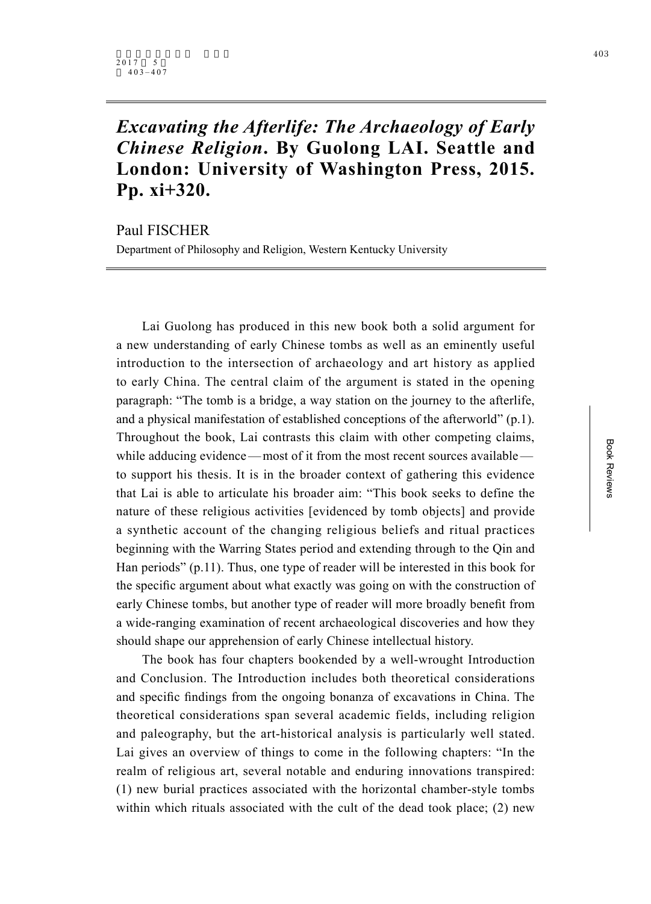# *Excavating the Afterlife: The Archaeology of Early Chinese Religion*. By Guolong LAI. Seattle and London: University of Washington Press, 2015. Pp. xi+320.

Paul FISCHER

Department of Philosophy and Religion, Western Kentucky University

Lai Guolong has produced in this new book both a solid argument for a new understanding of early Chinese tombs as well as an eminently useful introduction to the intersection of archaeology and art history as applied to early China. The central claim of the argument is stated in the opening paragraph: "The tomb is a bridge, a way station on the journey to the afterlife, and a physical manifestation of established conceptions of the afterworld" (p.1). Throughout the book, Lai contrasts this claim with other competing claims, while adducing evidence — most of it from the most recent sources available — to support his thesis. It is in the broader context of gathering this evidence that Lai is able to articulate his broader aim: "This book seeks to define the nature of these religious activities [evidenced by tomb objects] and provide a synthetic account of the changing religious beliefs and ritual practices beginning with the Warring States period and extending through to the Qin and Han periods" (p.11). Thus, one type of reader will be interested in this book for the specific argument about what exactly was going on with the construction of early Chinese tombs, but another type of reader will more broadly benefit from a wide-ranging examination of recent archaeological discoveries and how they should shape our apprehension of early Chinese intellectual history.

The book has four chapters bookended by a well-wrought Introduction and Conclusion. The Introduction includes both theoretical considerations and specific findings from the ongoing bonanza of excavations in China. The theoretical considerations span several academic fields, including religion and paleography, but the art-historical analysis is particularly well stated. Lai gives an overview of things to come in the following chapters: "In the realm of religious art, several notable and enduring innovations transpired: (1) new burial practices associated with the horizontal chamber-style tombs within which rituals associated with the cult of the dead took place; (2) new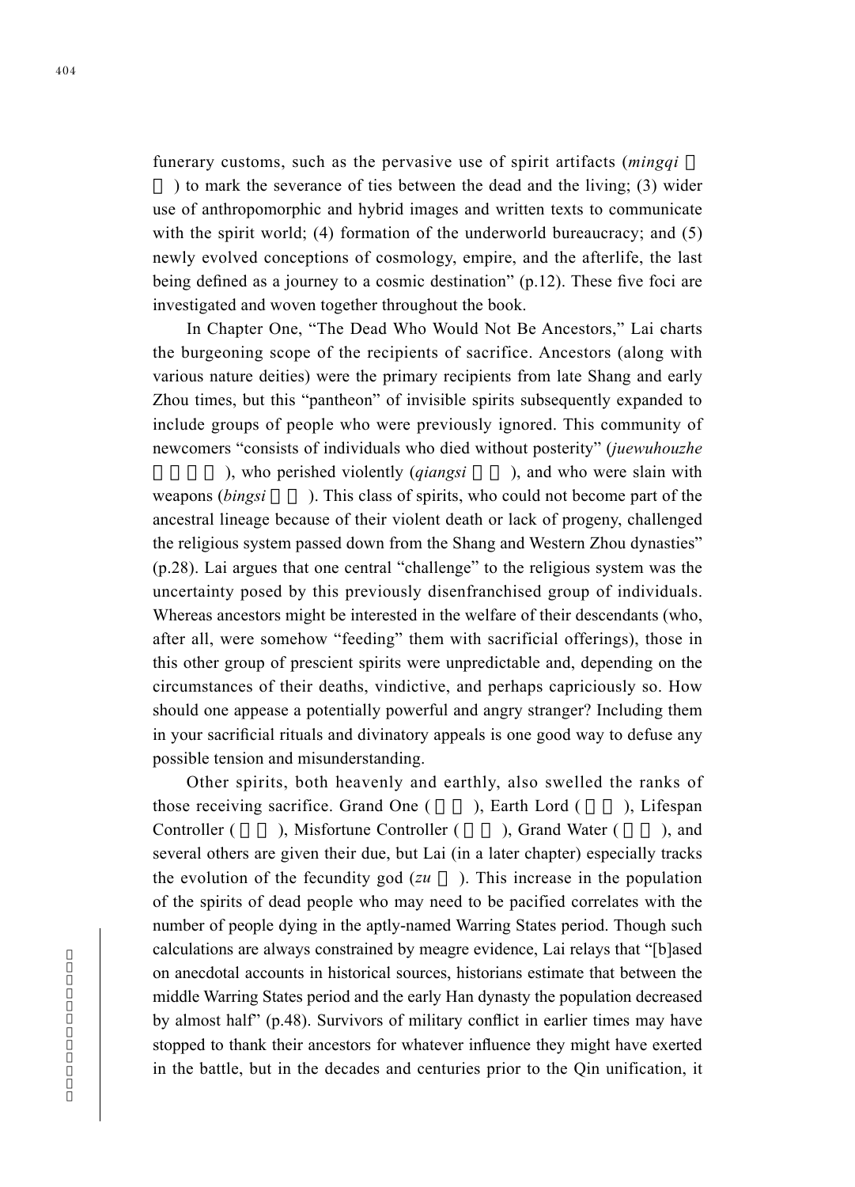funerary customs, such as the pervasive use of spirit artifacts (*mingqi* ) to mark the severance of ties between the dead and the living; (3) wider use of anthropomorphic and hybrid images and written texts to communicate with the spirit world; (4) formation of the underworld bureaucracy; and (5) newly evolved conceptions of cosmology, empire, and the afterlife, the last being defined as a journey to a cosmic destination" (p.12). These five foci are investigated and woven together throughout the book.

In Chapter One, "The Dead Who Would Not Be Ancestors," Lai charts the burgeoning scope of the recipients of sacrifice. Ancestors (along with various nature deities) were the primary recipients from late Shang and early Zhou times, but this "pantheon" of invisible spirits subsequently expanded to include groups of people who were previously ignored. This community of newcomers "consists of individuals who died without posterity" (*juewuhouzhe* ), who perished violently (*qiangsi* ), and who were slain with weapons (*bingsi* ). This class of spirits, who could not become part of the ancestral lineage because of their violent death or lack of progeny, challenged the religious system passed down from the Shang and Western Zhou dynasties" (p.28). Lai argues that one central "challenge" to the religious system was the uncertainty posed by this previously disenfranchised group of individuals. Whereas ancestors might be interested in the welfare of their descendants (who, after all, were somehow "feeding" them with sacrificial offerings), those in this other group of prescient spirits were unpredictable and, depending on the circumstances of their deaths, vindictive, and perhaps capriciously so. How should one appease a potentially powerful and angry stranger? Including them in your sacrificial rituals and divinatory appeals is one good way to defuse any possible tension and misunderstanding.

Other spirits, both heavenly and earthly, also swelled the ranks of those receiving sacrifice. Grand One ( ), Earth Lord ( ), Lifespan Controller ( ), Misfortune Controller ( ), Grand Water ( ), and several others are given their due, but Lai (in a later chapter) especially tracks the evolution of the fecundity god (*zu* ). This increase in the population of the spirits of dead people who may need to be pacified correlates with the number of people dying in the aptly-named Warring States period. Though such calculations are always constrained by meagre evidence, Lai relays that "[b]ased on anecdotal accounts in historical sources, historians estimate that between the middle Warring States period and the early Han dynasty the population decreased by almost half" (p.48). Survivors of military conflict in earlier times may have stopped to thank their ancestors for whatever influence they might have exerted in the battle, but in the decades and centuries prior to the Qin unification, it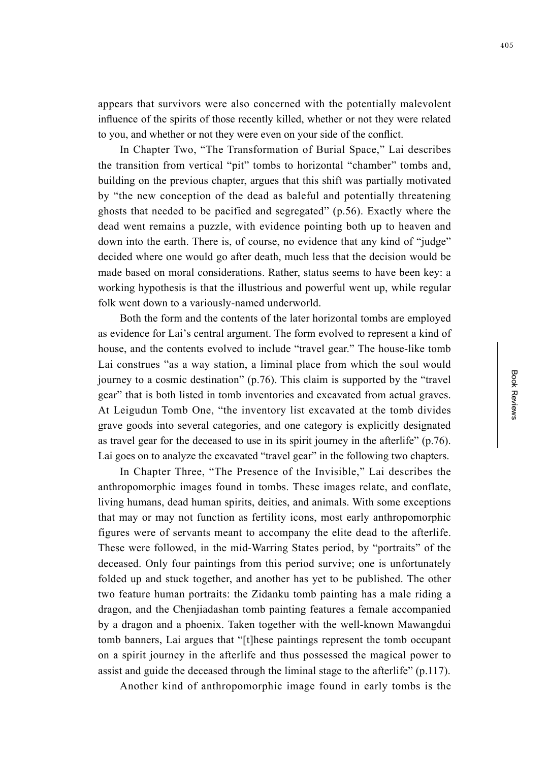appears that survivors were also concerned with the potentially malevolent influence of the spirits of those recently killed, whether or not they were related to you, and whether or not they were even on your side of the conflict.

In Chapter Two, "The Transformation of Burial Space," Lai describes the transition from vertical "pit" tombs to horizontal "chamber" tombs and, building on the previous chapter, argues that this shift was partially motivated by "the new conception of the dead as baleful and potentially threatening ghosts that needed to be pacified and segregated" (p.56). Exactly where the dead went remains a puzzle, with evidence pointing both up to heaven and down into the earth. There is, of course, no evidence that any kind of "judge" decided where one would go after death, much less that the decision would be made based on moral considerations. Rather, status seems to have been key: a working hypothesis is that the illustrious and powerful went up, while regular folk went down to a variously-named underworld.

Both the form and the contents of the later horizontal tombs are employed as evidence for Lai's central argument. The form evolved to represent a kind of house, and the contents evolved to include "travel gear." The house-like tomb Lai construes "as a way station, a liminal place from which the soul would journey to a cosmic destination" (p.76). This claim is supported by the "travel gear" that is both listed in tomb inventories and excavated from actual graves. At Leigudun Tomb One, "the inventory list excavated at the tomb divides grave goods into several categories, and one category is explicitly designated as travel gear for the deceased to use in its spirit journey in the afterlife" (p.76). Lai goes on to analyze the excavated "travel gear" in the following two chapters.

In Chapter Three, "The Presence of the Invisible," Lai describes the anthropomorphic images found in tombs. These images relate, and conflate, living humans, dead human spirits, deities, and animals. With some exceptions that may or may not function as fertility icons, most early anthropomorphic figures were of servants meant to accompany the elite dead to the afterlife. These were followed, in the mid-Warring States period, by "portraits" of the deceased. Only four paintings from this period survive; one is unfortunately folded up and stuck together, and another has yet to be published. The other two feature human portraits: the Zidanku tomb painting has a male riding a dragon, and the Chenjiadashan tomb painting features a female accompanied by a dragon and a phoenix. Taken together with the well-known Mawangdui tomb banners, Lai argues that "[t]hese paintings represent the tomb occupant on a spirit journey in the afterlife and thus possessed the magical power to assist and guide the deceased through the liminal stage to the afterlife" (p.117).

Another kind of anthropomorphic image found in early tombs is the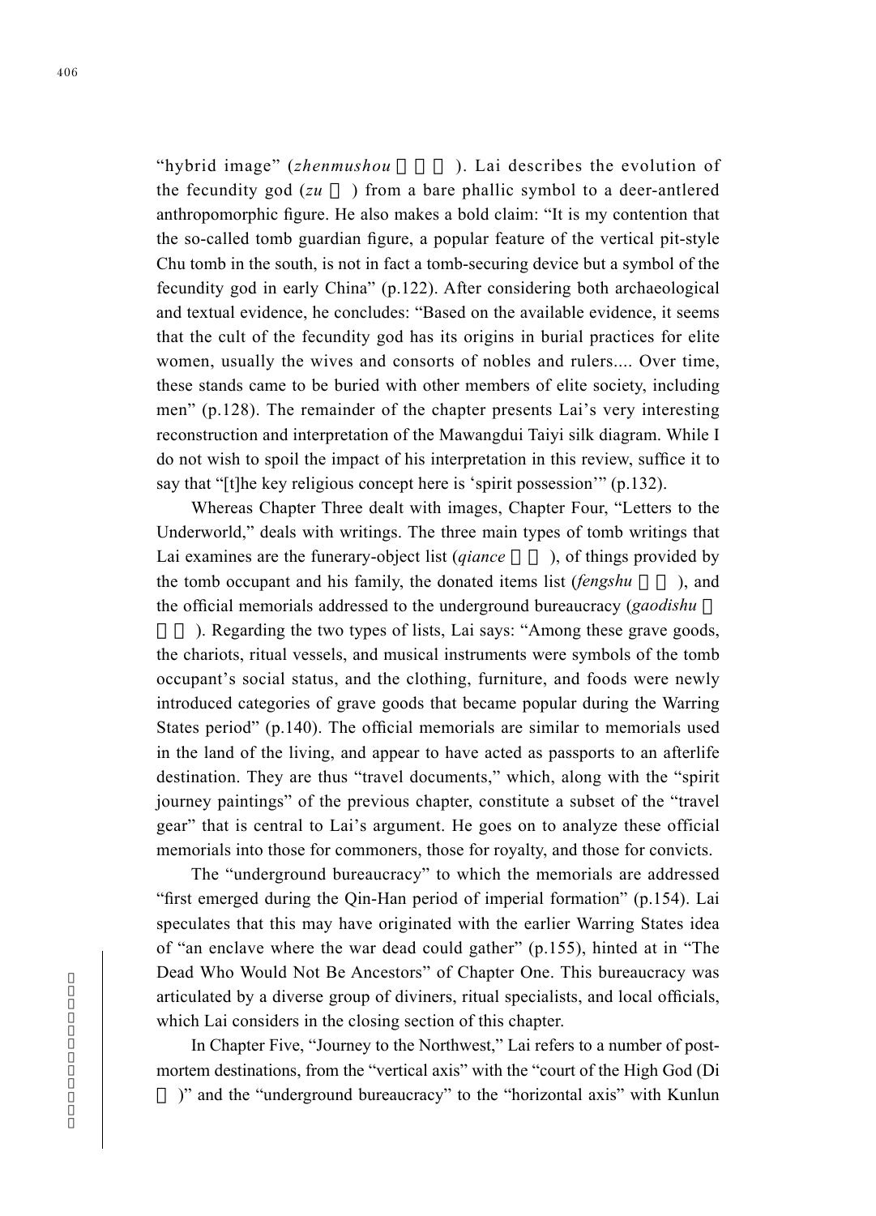"hybrid image" (*zhenmushou* 鎮墓獸). Lai describes the evolution of the fecundity god (*zu* 祖) from a bare phallic symbol to a deer-antlered anthropomorphic figure. He also makes a bold claim: "It is my contention that the so-called tomb guardian figure, a popular feature of the vertical pit-style Chu tomb in the south, is not in fact a tomb-securing device but a symbol of the fecundity god in early China" (p.122). After considering both archaeological and textual evidence, he concludes: "Based on the available evidence, it seems that the cult of the fecundity god has its origins in burial practices for elite women, usually the wives and consorts of nobles and rulers.... Over time, these stands came to be buried with other members of elite society, including men" (p.128). The remainder of the chapter presents Lai's very interesting reconstruction and interpretation of the Mawangdui Taiyi silk diagram. While I do not wish to spoil the impact of his interpretation in this review, suffice it to say that "[t]he key religious concept here is 'spirit possession'" (p.132).

Whereas Chapter Three dealt with images, Chapter Four, "Letters to the Underworld," deals with writings. The three main types of tomb writings that Lai examines are the funerary-object list (*qiance* 遣策), of things provided by the tomb occupant and his family, the donated items list (*fengshu* 賵書), and the official memorials addressed to the underground bureaucracy (*gaodishu* 告地書). Regarding the two types of lists, Lai says: "Among these grave goods, the chariots, ritual vessels, and musical instruments were symbols of the tomb occupant's social status, and the clothing, furniture, and foods were newly introduced categories of grave goods that became popular during the Warring States period" (p.140). The official memorials are similar to memorials used in the land of the living, and appear to have acted as passports to an afterlife destination. They are thus "travel documents," which, along with the "spirit journey paintings" of the previous chapter, constitute a subset of the "travel gear" that is central to Lai's argument. He goes on to analyze these official memorials into those for commoners, those for royalty, and those for convicts.

The "underground bureaucracy" to which the memorials are addressed "first emerged during the Qin-Han period of imperial formation" (p.154). Lai speculates that this may have originated with the earlier Warring States idea of "an enclave where the war dead could gather" (p.155), hinted at in "The Dead Who Would Not Be Ancestors" of Chapter One. This bureaucracy was articulated by a diverse group of diviners, ritual specialists, and local officials, which Lai considers in the closing section of this chapter.

In Chapter Five, "Journey to the Northwest," Lai refers to a number of post-mortem destinations, from the "vertical axis" with the "court of the High God (Di 帝)" and the "underground bureaucracy" to the "horizontal axis" with Kunlun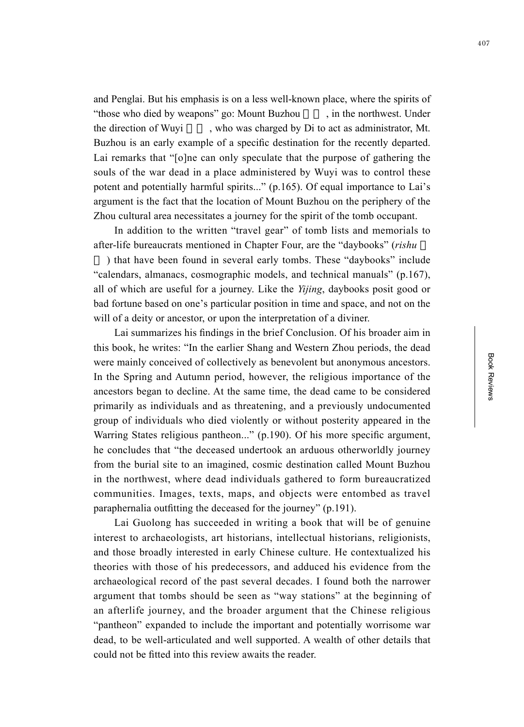and Penglai. But his emphasis is on a less well-known place, where the spirits of "those who died by weapons" go: Mount Buzhou, in the northwest. Under the direction of Wuyi, who was charged by Di to act as administrator, Mt. Buzhou is an early example of a specific destination for the recently departed. Lai remarks that "[o]ne can only speculate that the purpose of gathering the souls of the war dead in a place administered by Wuyi was to control these potent and potentially harmful spirits..." (p.165). Of equal importance to Lai's argument is the fact that the location of Mount Buzhou on the periphery of the Zhou cultural area necessitates a journey for the spirit of the tomb occupant.

In addition to the written "travel gear" of tomb lists and memorials to after-life bureaucrats mentioned in Chapter Four, are the "daybooks" (*rishu*) that have been found in several early tombs. These "daybooks" include "calendars, almanacs, cosmographic models, and technical manuals" (p.167), all of which are useful for a journey. Like the *Yijing*, daybooks posit good or bad fortune based on one's particular position in time and space, and not on the will of a deity or ancestor, or upon the interpretation of a diviner.

Lai summarizes his findings in the brief Conclusion. Of his broader aim in this book, he writes: "In the earlier Shang and Western Zhou periods, the dead were mainly conceived of collectively as benevolent but anonymous ancestors. In the Spring and Autumn period, however, the religious importance of the ancestors began to decline. At the same time, the dead came to be considered primarily as individuals and as threatening, and a previously undocumented group of individuals who died violently or without posterity appeared in the Warring States religious pantheon..." (p.190). Of his more specific argument, he concludes that "the deceased undertook an arduous otherworldly journey from the burial site to an imagined, cosmic destination called Mount Buzhou in the northwest, where dead individuals gathered to form bureaucratized communities. Images, texts, maps, and objects were entombed as travel paraphernalia outfitting the deceased for the journey" (p.191).

Lai Guolong has succeeded in writing a book that will be of genuine interest to archaeologists, art historians, intellectual historians, religionists, and those broadly interested in early Chinese culture. He contextualized his theories with those of his predecessors, and adduced his evidence from the archaeological record of the past several decades. I found both the narrower argument that tombs should be seen as "way stations" at the beginning of an afterlife journey, and the broader argument that the Chinese religious "pantheon" expanded to include the important and potentially worrisome war dead, to be well-articulated and well supported. A wealth of other details that could not be fitted into this review awaits the reader.